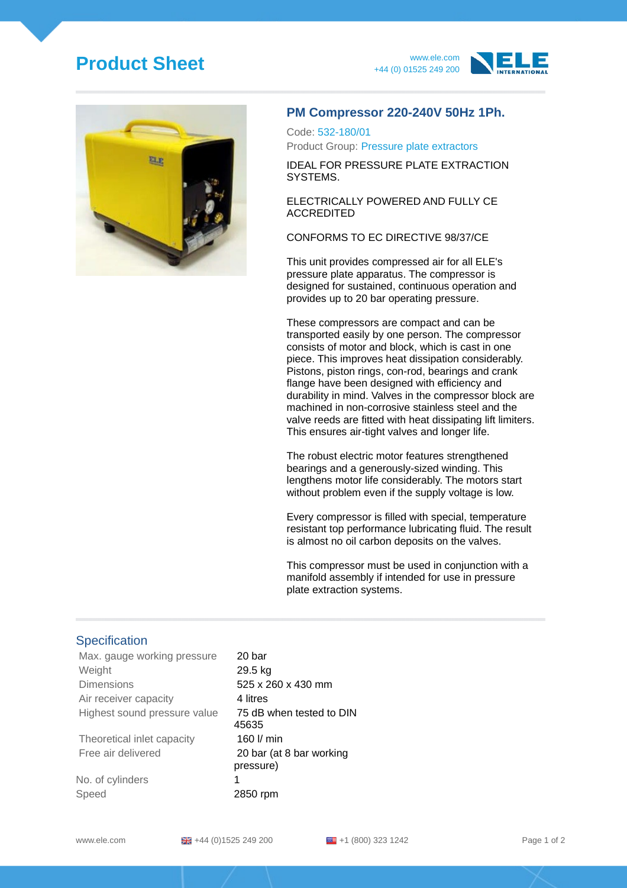# Product Sheet

www.ele.com
+44 (0) 01525 249 200

## PM Compressor 220-240V 50Hz 1Ph.

Code: 532-180/01
Product Group: Pressure plate extractors

IDEAL FOR PRESSURE PLATE EXTRACTION SYSTEMS.

ELECTRICALLY POWERED AND FULLY CE ACCREDITED

CONFORMS TO EC DIRECTIVE 98/37/CE

This unit provides compressed air for all ELE's pressure plate apparatus. The compressor is designed for sustained, continuous operation and provides up to 20 bar operating pressure.

These compressors are compact and can be transported easily by one person. The compressor consists of motor and block, which is cast in one piece. This improves heat dissipation considerably. Pistons, piston rings, con-rod, bearings and crank flange have been designed with efficiency and durability in mind. Valves in the compressor block are machined in non-corrosive stainless steel and the valve reeds are fitted with heat dissipating lift limiters. This ensures air-tight valves and longer life.

The robust electric motor features strengthened bearings and a generously-sized winding. This lengthens motor life considerably. The motors start without problem even if the supply voltage is low.

Every compressor is filled with special, temperature resistant top performance lubricating fluid. The result is almost no oil carbon deposits on the valves.

This compressor must be used in conjunction with a manifold assembly if intended for use in pressure plate extraction systems.

## Specification

| | |
|---|---|
| Max. gauge working pressure | 20 bar |
| Weight | 29.5 kg |
| Dimensions | 525 x 260 x 430 mm |
| Air receiver capacity | 4 litres |
| Highest sound pressure value | 75 dB when tested to DIN 45635 |
| Theoretical inlet capacity | 160 l/ min |
| Free air delivered | 20 bar (at 8 bar working pressure) |
| No. of cylinders | 1 |
| Speed | 2850 rpm |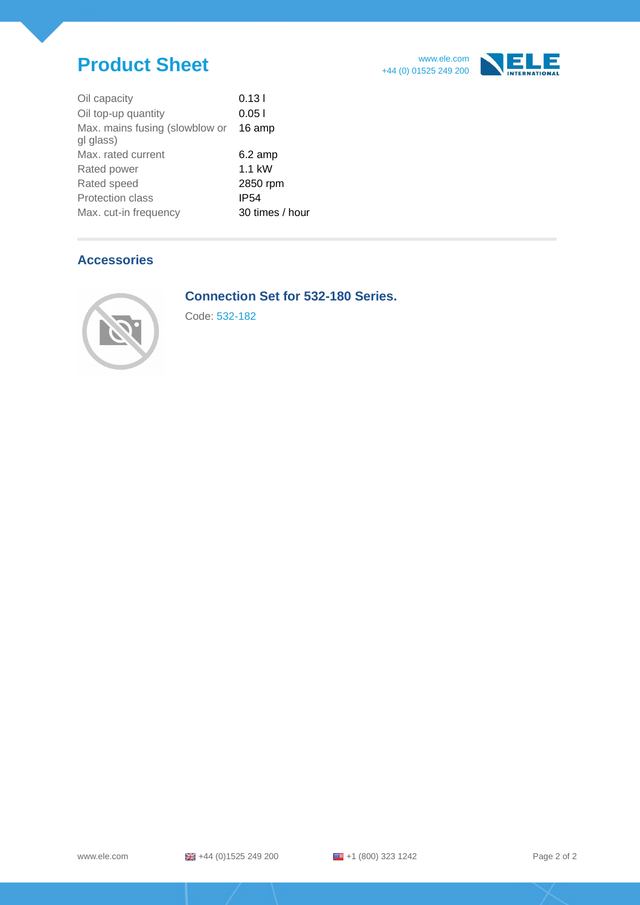| | |
|---|---|
| Oil capacity | 0.13 l |
| Oil top-up quantity | 0.05 l |
| Max. mains fusing (slowblow or gl glass) | 16 amp |
| Max. rated current | 6.2 amp |
| Rated power | 1.1 kW |
| Rated speed | 2850 rpm |
| Protection class | IP54 |
| Max. cut-in frequency | 30 times / hour |

## Accessories

### Connection Set for 532-180 Series.

Code: 532-182